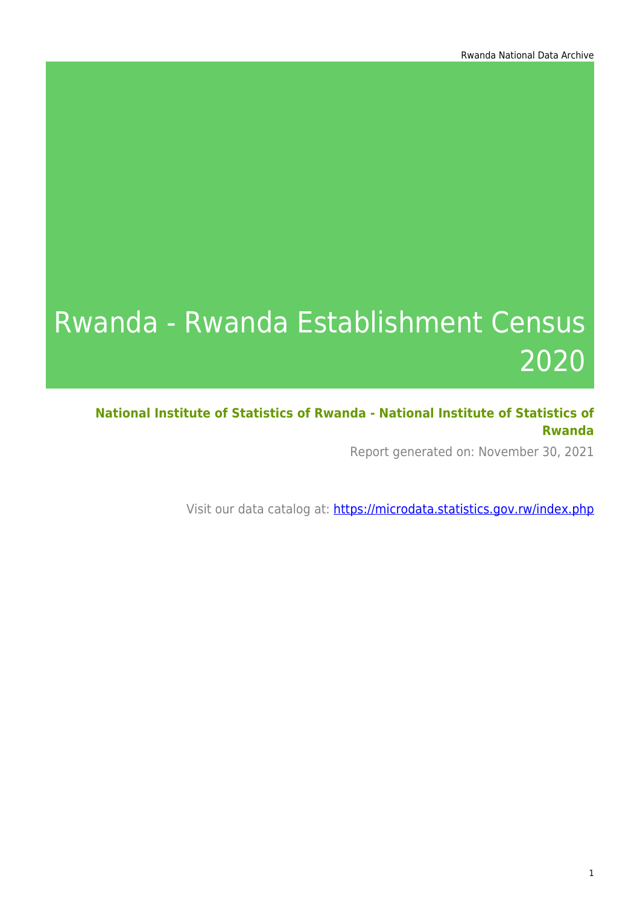# Rwanda - Rwanda Establishment Census 2020

**National Institute of Statistics of Rwanda - National Institute of Statistics of Rwanda**

Report generated on: November 30, 2021

Visit our data catalog at: https://microdata.statistics.gov.rw/index.php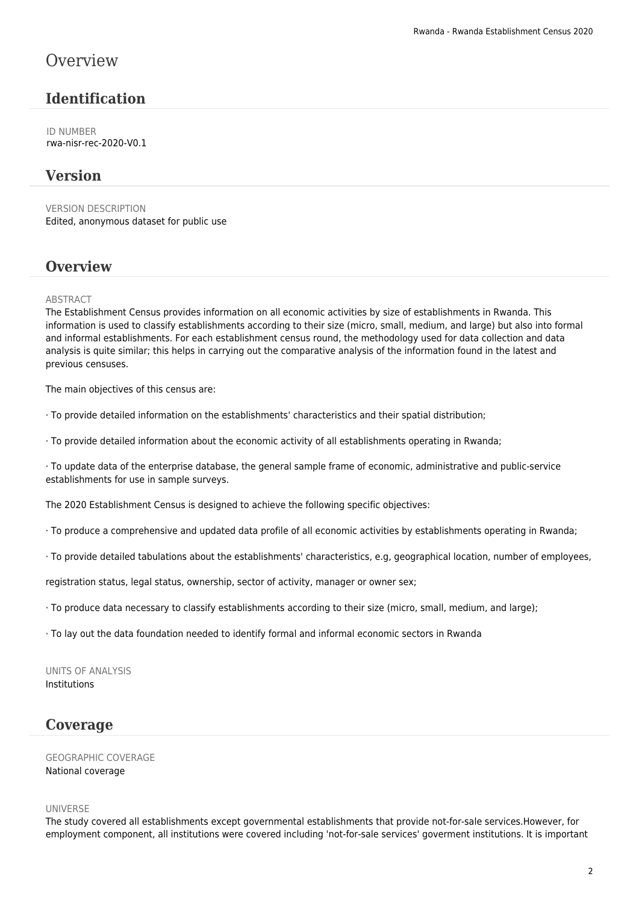# Overview

## Identification

ID NUMBER
rwa-nisr-rec-2020-V0.1

## Version

VERSION DESCRIPTION
Edited, anonymous dataset for public use

## Overview

ABSTRACT
The Establishment Census provides information on all economic activities by size of establishments in Rwanda. This information is used to classify establishments according to their size (micro, small, medium, and large) but also into formal and informal establishments. For each establishment census round, the methodology used for data collection and data analysis is quite similar; this helps in carrying out the comparative analysis of the information found in the latest and previous censuses.

The main objectives of this census are:

· To provide detailed information on the establishments' characteristics and their spatial distribution;

· To provide detailed information about the economic activity of all establishments operating in Rwanda;

· To update data of the enterprise database, the general sample frame of economic, administrative and public-service establishments for use in sample surveys.

The 2020 Establishment Census is designed to achieve the following specific objectives:

· To produce a comprehensive and updated data profile of all economic activities by establishments operating in Rwanda;

· To provide detailed tabulations about the establishments' characteristics, e.g, geographical location, number of employees,

registration status, legal status, ownership, sector of activity, manager or owner sex;

· To produce data necessary to classify establishments according to their size (micro, small, medium, and large);

· To lay out the data foundation needed to identify formal and informal economic sectors in Rwanda

UNITS OF ANALYSIS
Institutions

## Coverage

GEOGRAPHIC COVERAGE
National coverage

UNIVERSE
The study covered all establishments except governmental establishments that provide not-for-sale services.However, for employment component, all institutions were covered including 'not-for-sale services' goverment institutions. It is important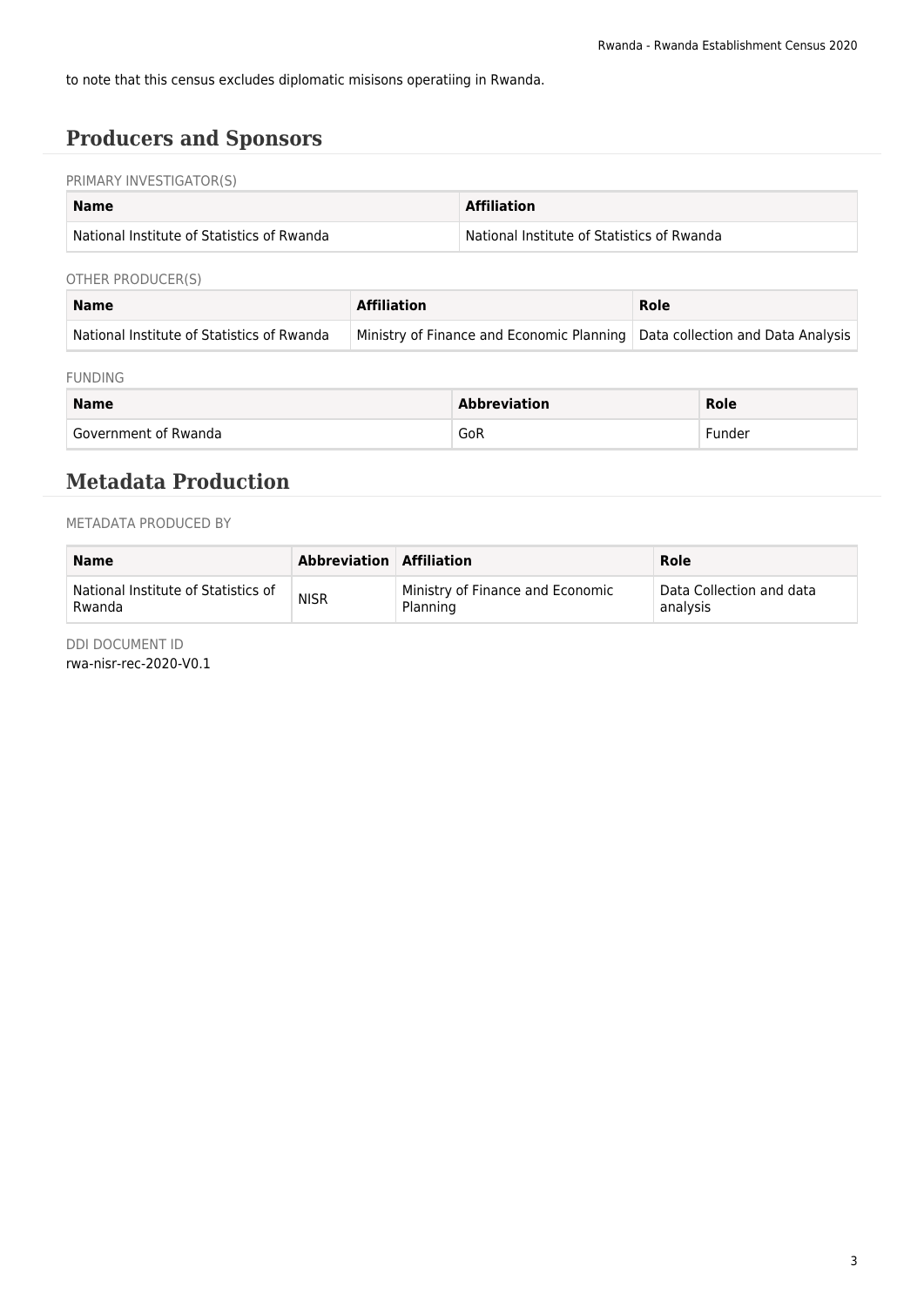to note that this census excludes diplomatic misisons operatiing in Rwanda.

## Producers and Sponsors

PRIMARY INVESTIGATOR(S)

| Name | Affiliation |
|---|---|
| National Institute of Statistics of Rwanda | National Institute of Statistics of Rwanda |

OTHER PRODUCER(S)

| Name | Affiliation | Role |
|---|---|---|
| National Institute of Statistics of Rwanda | Ministry of Finance and Economic Planning | Data collection and Data Analysis |

FUNDING

| Name | Abbreviation | Role |
|---|---|---|
| Government of Rwanda | GoR | Funder |

## Metadata Production

METADATA PRODUCED BY

| Name | Abbreviation | Affiliation | Role |
|---|---|---|---|
| National Institute of Statistics of Rwanda | NISR | Ministry of Finance and Economic Planning | Data Collection and data analysis |

DDI DOCUMENT ID
rwa-nisr-rec-2020-V0.1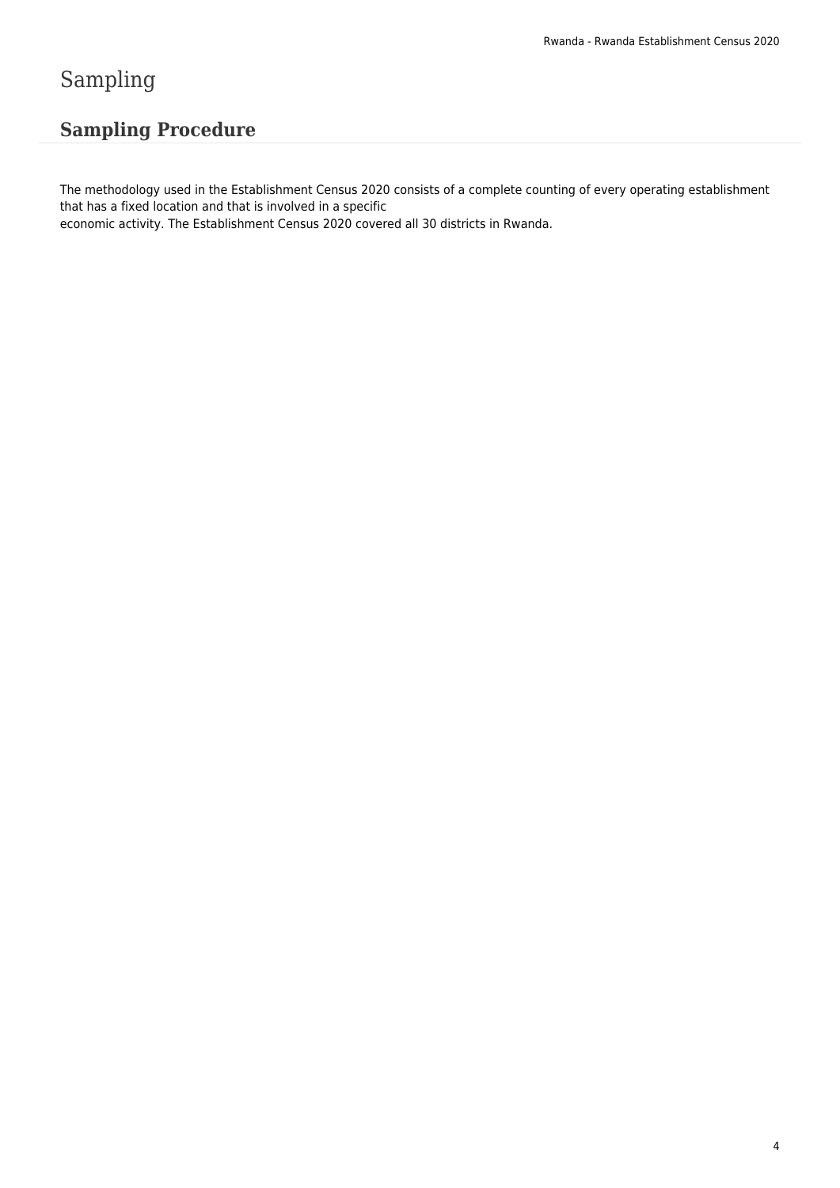# Sampling

## Sampling Procedure

The methodology used in the Establishment Census 2020 consists of a complete counting of every operating establishment that has a fixed location and that is involved in a specific economic activity. The Establishment Census 2020 covered all 30 districts in Rwanda.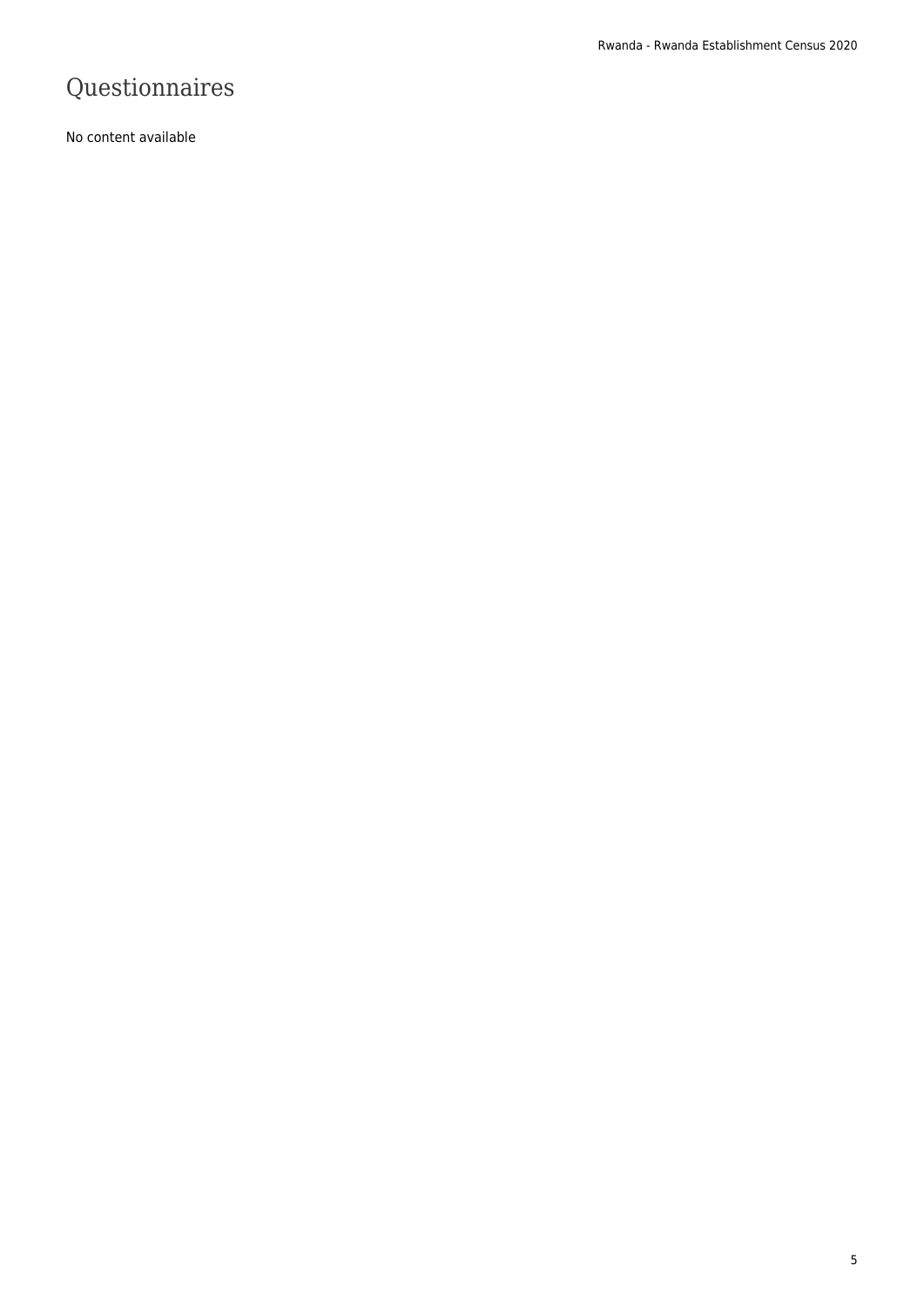# Questionnaires

No content available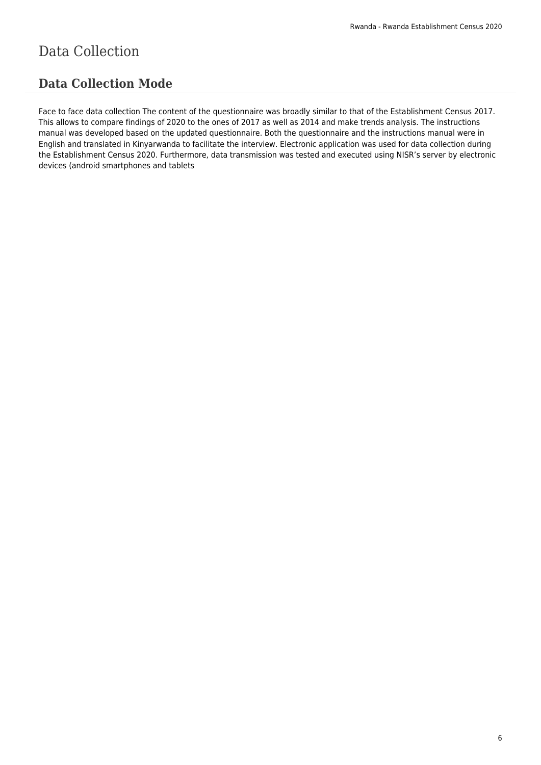# Data Collection

## Data Collection Mode

Face to face data collection The content of the questionnaire was broadly similar to that of the Establishment Census 2017. This allows to compare findings of 2020 to the ones of 2017 as well as 2014 and make trends analysis. The instructions manual was developed based on the updated questionnaire. Both the questionnaire and the instructions manual were in English and translated in Kinyarwanda to facilitate the interview. Electronic application was used for data collection during the Establishment Census 2020. Furthermore, data transmission was tested and executed using NISR's server by electronic devices (android smartphones and tablets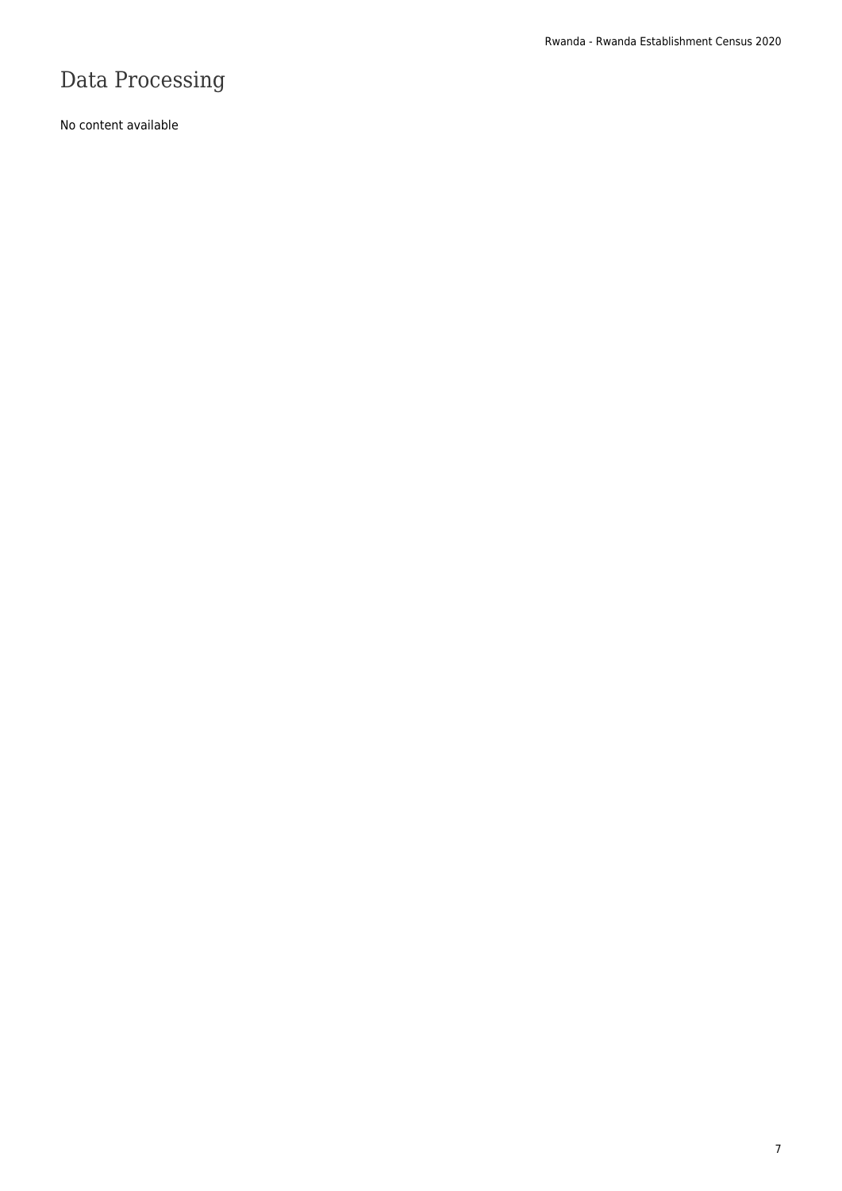# Data Processing

No content available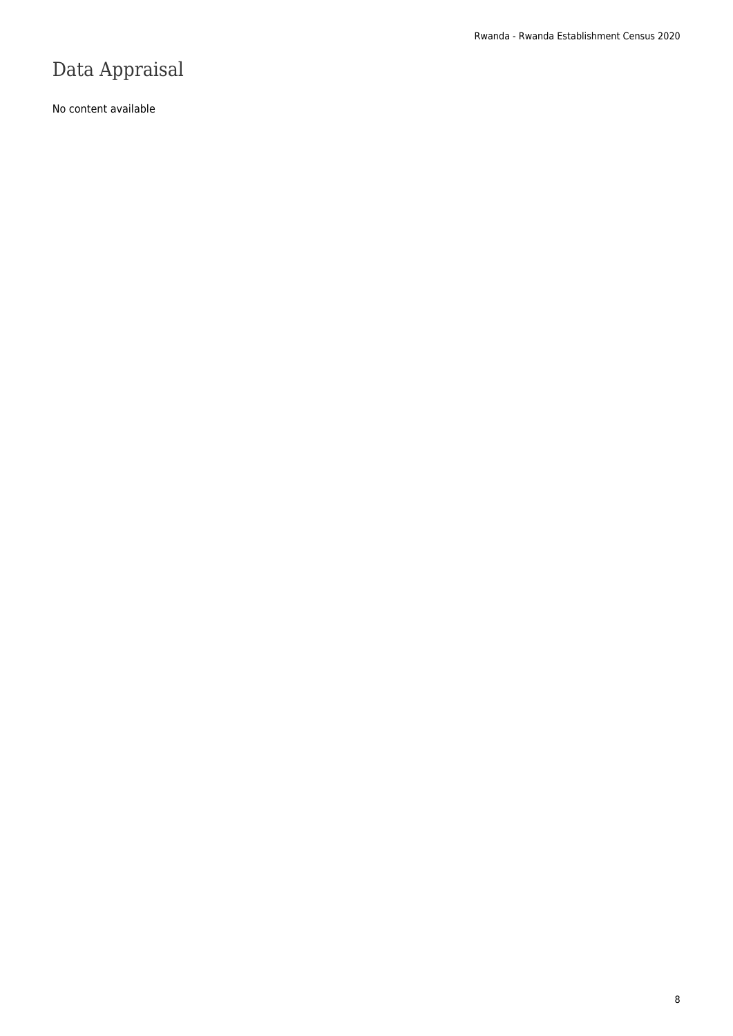# Data Appraisal

No content available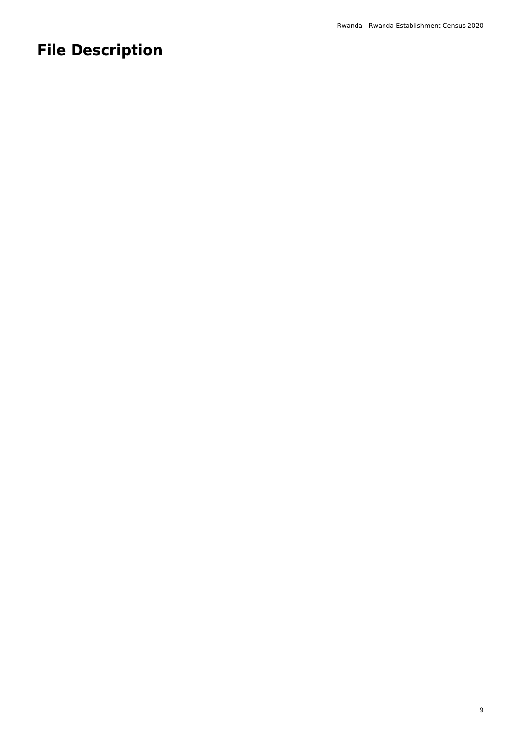# File Description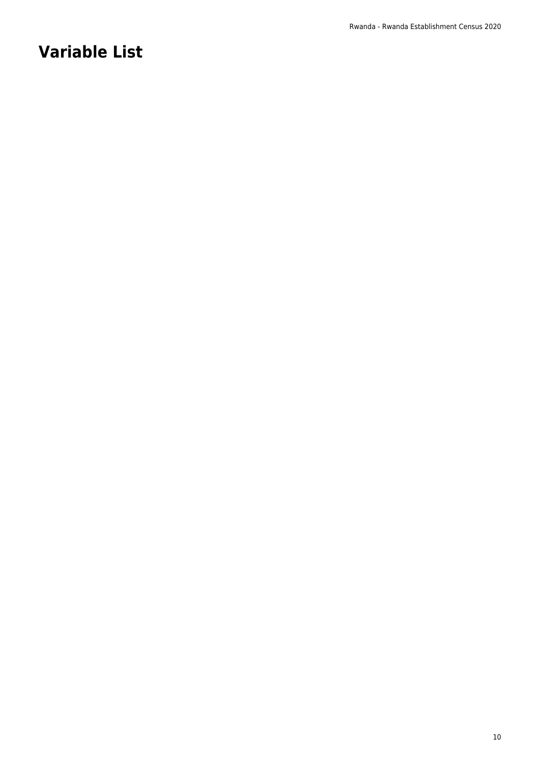# Variable List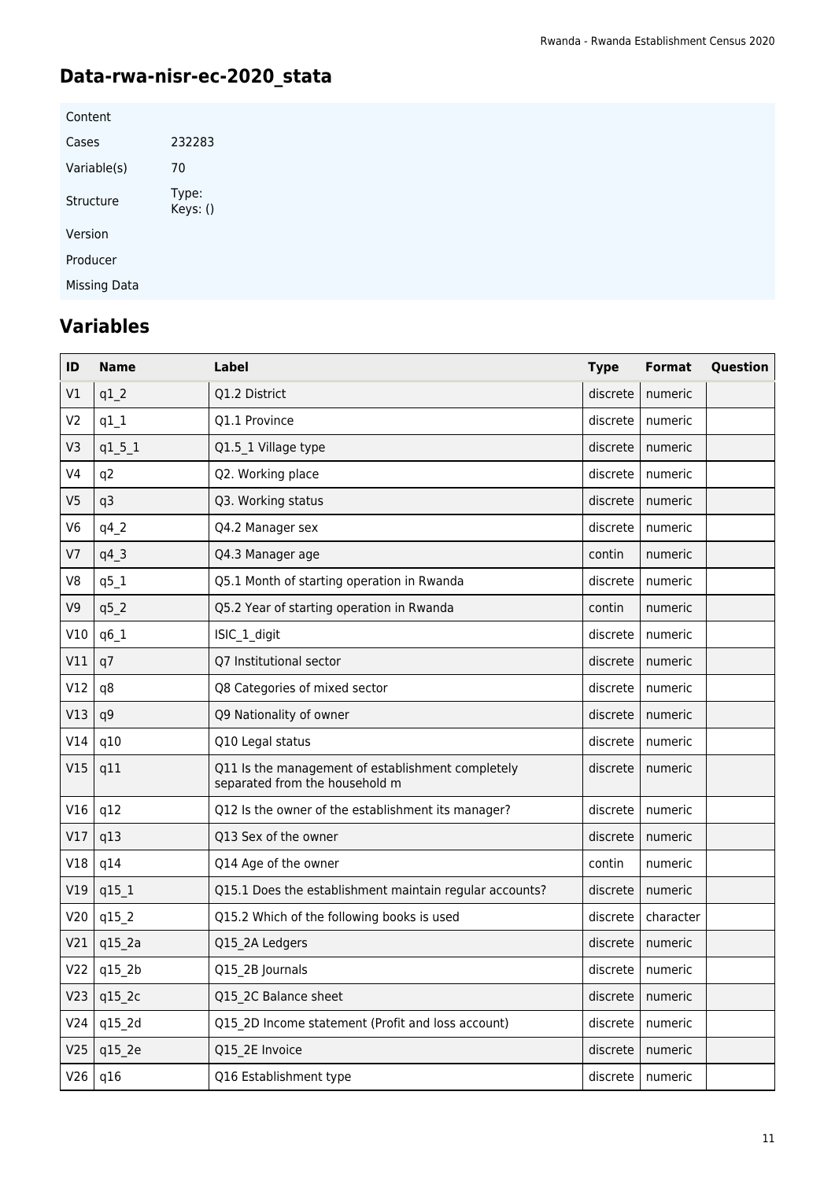## Data-rwa-nisr-ec-2020_stata

| Content | |
|---|---|
| Cases | 232283 |
| Variable(s) | 70 |
| Structure | Type: Keys: () |
| Version | |
| Producer | |
| Missing Data | |

## Variables

| ID | Name | Label | Type | Format | Question |
|---|---|---|---|---|---|
| V1 | q1_2 | Q1.2 District | discrete | numeric | |
| V2 | q1_1 | Q1.1 Province | discrete | numeric | |
| V3 | q1_5_1 | Q1.5_1 Village type | discrete | numeric | |
| V4 | q2 | Q2. Working place | discrete | numeric | |
| V5 | q3 | Q3. Working status | discrete | numeric | |
| V6 | q4_2 | Q4.2 Manager sex | discrete | numeric | |
| V7 | q4_3 | Q4.3 Manager age | contin | numeric | |
| V8 | q5_1 | Q5.1 Month of starting operation in Rwanda | discrete | numeric | |
| V9 | q5_2 | Q5.2 Year of starting operation in Rwanda | contin | numeric | |
| V10 | q6_1 | ISIC_1_digit | discrete | numeric | |
| V11 | q7 | Q7 Institutional sector | discrete | numeric | |
| V12 | q8 | Q8 Categories of mixed sector | discrete | numeric | |
| V13 | q9 | Q9 Nationality of owner | discrete | numeric | |
| V14 | q10 | Q10 Legal status | discrete | numeric | |
| V15 | q11 | Q11 Is the management of establishment completely separated from the household m | discrete | numeric | |
| V16 | q12 | Q12 Is the owner of the establishment its manager? | discrete | numeric | |
| V17 | q13 | Q13 Sex of the owner | discrete | numeric | |
| V18 | q14 | Q14 Age of the owner | contin | numeric | |
| V19 | q15_1 | Q15.1 Does the establishment maintain regular accounts? | discrete | numeric | |
| V20 | q15_2 | Q15.2 Which of the following books is used | discrete | character | |
| V21 | q15_2a | Q15_2A Ledgers | discrete | numeric | |
| V22 | q15_2b | Q15_2B Journals | discrete | numeric | |
| V23 | q15_2c | Q15_2C Balance sheet | discrete | numeric | |
| V24 | q15_2d | Q15_2D Income statement (Profit and loss account) | discrete | numeric | |
| V25 | q15_2e | Q15_2E Invoice | discrete | numeric | |
| V26 | q16 | Q16 Establishment type | discrete | numeric | |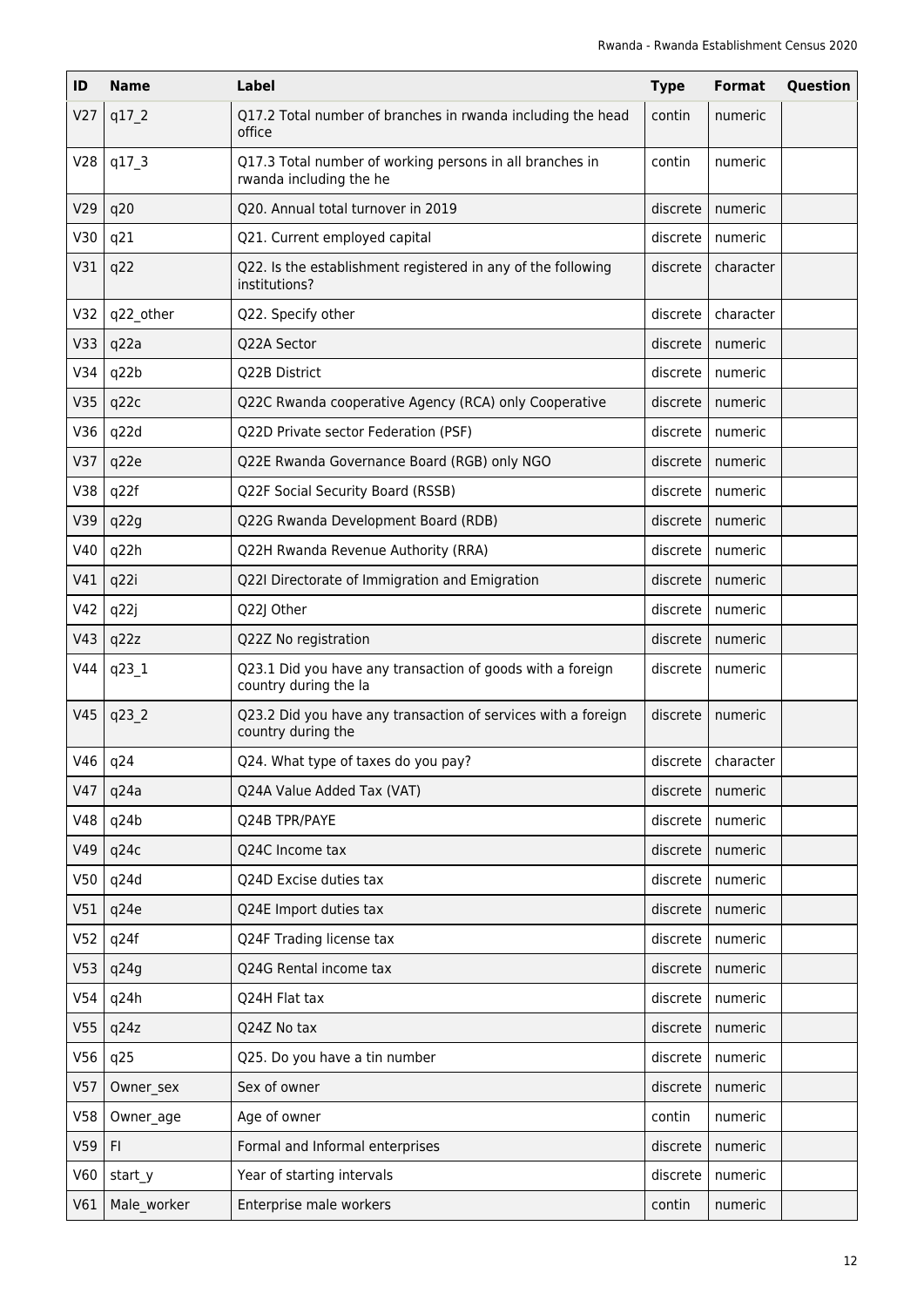| ID | Name | Label | Type | Format | Question |
|---|---|---|---|---|---|
| V27 | q17_2 | Q17.2 Total number of branches in rwanda including the head office | contin | numeric | |
| V28 | q17_3 | Q17.3 Total number of working persons in all branches in rwanda including the he | contin | numeric | |
| V29 | q20 | Q20. Annual total turnover in 2019 | discrete | numeric | |
| V30 | q21 | Q21. Current employed capital | discrete | numeric | |
| V31 | q22 | Q22. Is the establishment registered in any of the following institutions? | discrete | character | |
| V32 | q22_other | Q22. Specify other | discrete | character | |
| V33 | q22a | Q22A Sector | discrete | numeric | |
| V34 | q22b | Q22B District | discrete | numeric | |
| V35 | q22c | Q22C Rwanda cooperative Agency (RCA) only Cooperative | discrete | numeric | |
| V36 | q22d | Q22D Private sector Federation (PSF) | discrete | numeric | |
| V37 | q22e | Q22E Rwanda Governance Board (RGB) only NGO | discrete | numeric | |
| V38 | q22f | Q22F Social Security Board (RSSB) | discrete | numeric | |
| V39 | q22g | Q22G Rwanda Development Board (RDB) | discrete | numeric | |
| V40 | q22h | Q22H Rwanda Revenue Authority (RRA) | discrete | numeric | |
| V41 | q22i | Q22I Directorate of Immigration and Emigration | discrete | numeric | |
| V42 | q22j | Q22J Other | discrete | numeric | |
| V43 | q22z | Q22Z No registration | discrete | numeric | |
| V44 | q23_1 | Q23.1 Did you have any transaction of goods with a foreign country during the la | discrete | numeric | |
| V45 | q23_2 | Q23.2 Did you have any transaction of services with a foreign country during the | discrete | numeric | |
| V46 | q24 | Q24. What type of taxes do you pay? | discrete | character | |
| V47 | q24a | Q24A Value Added Tax (VAT) | discrete | numeric | |
| V48 | q24b | Q24B TPR/PAYE | discrete | numeric | |
| V49 | q24c | Q24C Income tax | discrete | numeric | |
| V50 | q24d | Q24D Excise duties tax | discrete | numeric | |
| V51 | q24e | Q24E Import duties tax | discrete | numeric | |
| V52 | q24f | Q24F Trading license tax | discrete | numeric | |
| V53 | q24g | Q24G Rental income tax | discrete | numeric | |
| V54 | q24h | Q24H Flat tax | discrete | numeric | |
| V55 | q24z | Q24Z No tax | discrete | numeric | |
| V56 | q25 | Q25. Do you have a tin number | discrete | numeric | |
| V57 | Owner_sex | Sex of owner | discrete | numeric | |
| V58 | Owner_age | Age of owner | contin | numeric | |
| V59 | FI | Formal and Informal enterprises | discrete | numeric | |
| V60 | start_y | Year of starting intervals | discrete | numeric | |
| V61 | Male_worker | Enterprise male workers | contin | numeric | |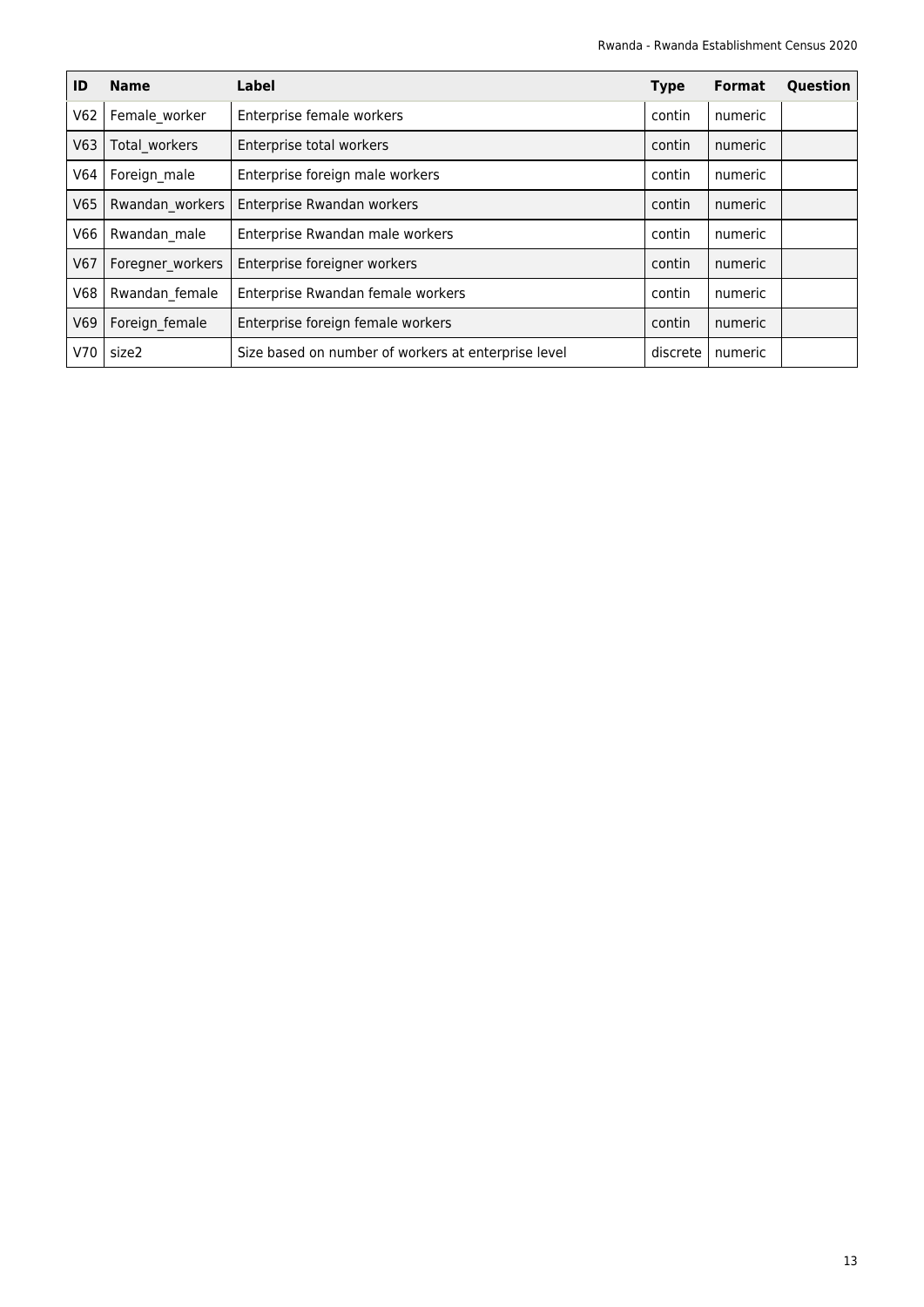| ID | Name | Label | Type | Format | Question |
|---|---|---|---|---|---|
| V62 | Female_worker | Enterprise female workers | contin | numeric | |
| V63 | Total_workers | Enterprise total workers | contin | numeric | |
| V64 | Foreign_male | Enterprise foreign male workers | contin | numeric | |
| V65 | Rwandan_workers | Enterprise Rwandan workers | contin | numeric | |
| V66 | Rwandan_male | Enterprise Rwandan male workers | contin | numeric | |
| V67 | Foregner_workers | Enterprise foreigner workers | contin | numeric | |
| V68 | Rwandan_female | Enterprise Rwandan female workers | contin | numeric | |
| V69 | Foreign_female | Enterprise foreign female workers | contin | numeric | |
| V70 | size2 | Size based on number of workers at enterprise level | discrete | numeric | |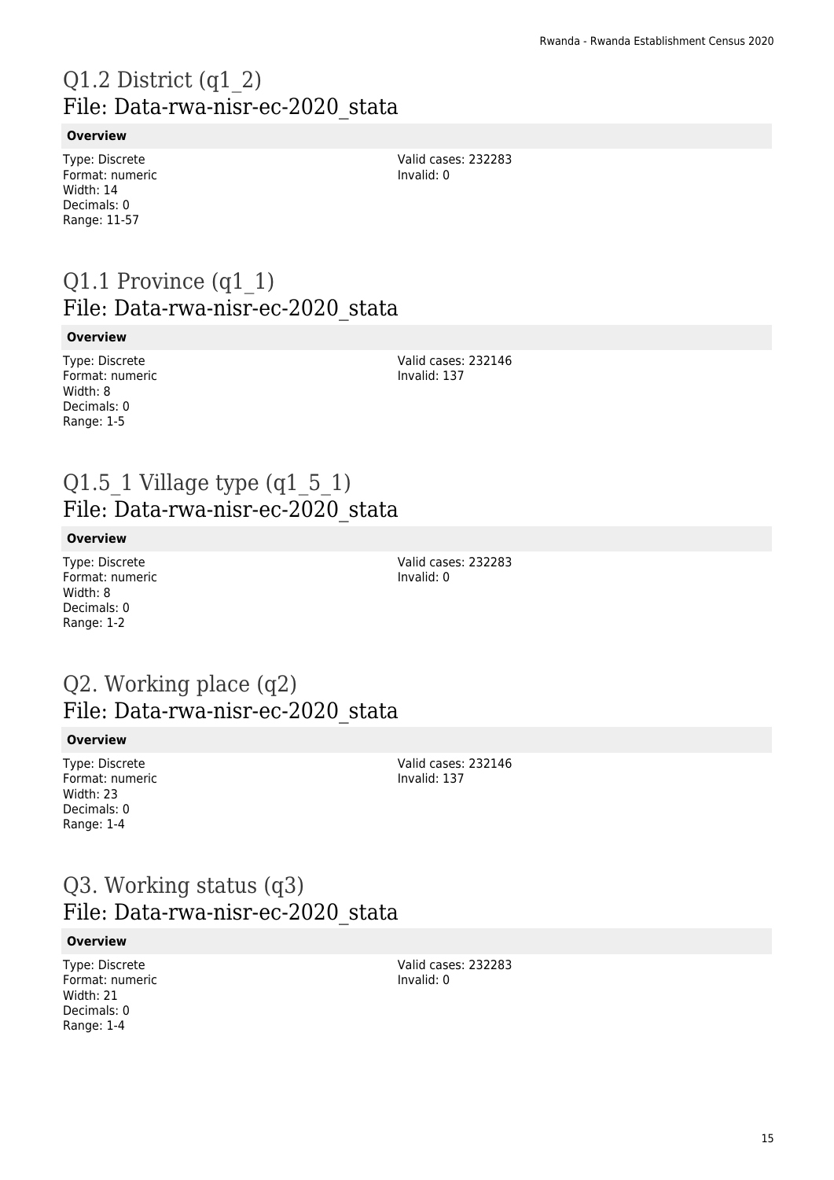# Q1.2 District (q1_2)
## File: Data-rwa-nisr-ec-2020_stata

**Overview**

Type: Discrete
Format: numeric
Width: 14
Decimals: 0
Range: 11-57

Valid cases: 232283
Invalid: 0

# Q1.1 Province (q1_1)
## File: Data-rwa-nisr-ec-2020_stata

**Overview**

Type: Discrete
Format: numeric
Width: 8
Decimals: 0
Range: 1-5

Valid cases: 232146
Invalid: 137

# Q1.5_1 Village type (q1_5_1)
## File: Data-rwa-nisr-ec-2020_stata

**Overview**

Type: Discrete
Format: numeric
Width: 8
Decimals: 0
Range: 1-2

Valid cases: 232283
Invalid: 0

# Q2. Working place (q2)
## File: Data-rwa-nisr-ec-2020_stata

**Overview**

Type: Discrete
Format: numeric
Width: 23
Decimals: 0
Range: 1-4

Valid cases: 232146
Invalid: 137

# Q3. Working status (q3)
## File: Data-rwa-nisr-ec-2020_stata

**Overview**

Type: Discrete
Format: numeric
Width: 21
Decimals: 0
Range: 1-4

Valid cases: 232283
Invalid: 0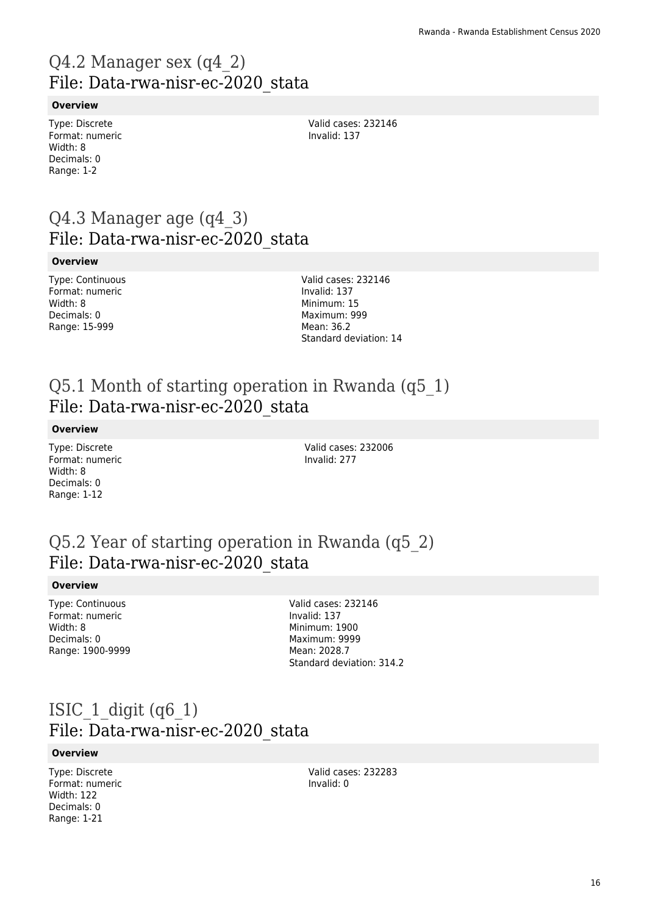# Q4.2 Manager sex (q4_2)
## File: Data-rwa-nisr-ec-2020_stata

**Overview**

Type: Discrete
Format: numeric
Width: 8
Decimals: 0
Range: 1-2

Valid cases: 232146
Invalid: 137

# Q4.3 Manager age (q4_3)
## File: Data-rwa-nisr-ec-2020_stata

**Overview**

Type: Continuous
Format: numeric
Width: 8
Decimals: 0
Range: 15-999

Valid cases: 232146
Invalid: 137
Minimum: 15
Maximum: 999
Mean: 36.2
Standard deviation: 14

# Q5.1 Month of starting operation in Rwanda (q5_1)
## File: Data-rwa-nisr-ec-2020_stata

**Overview**

Type: Discrete
Format: numeric
Width: 8
Decimals: 0
Range: 1-12

Valid cases: 232006
Invalid: 277

# Q5.2 Year of starting operation in Rwanda (q5_2)
## File: Data-rwa-nisr-ec-2020_stata

**Overview**

Type: Continuous
Format: numeric
Width: 8
Decimals: 0
Range: 1900-9999

Valid cases: 232146
Invalid: 137
Minimum: 1900
Maximum: 9999
Mean: 2028.7
Standard deviation: 314.2

# ISIC_1_digit (q6_1)
## File: Data-rwa-nisr-ec-2020_stata

**Overview**

Type: Discrete
Format: numeric
Width: 122
Decimals: 0
Range: 1-21

Valid cases: 232283
Invalid: 0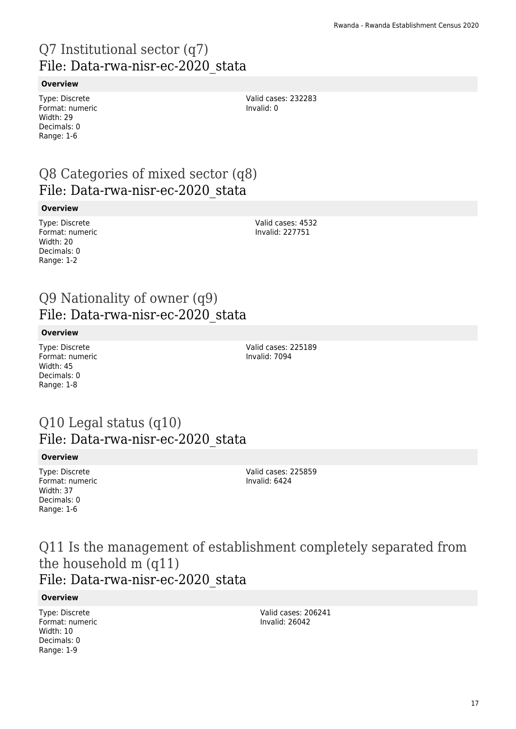## Q7 Institutional sector (q7)
## File: Data-rwa-nisr-ec-2020_stata

**Overview**

Type: Discrete
Format: numeric
Width: 29
Decimals: 0
Range: 1-6

Valid cases: 232283
Invalid: 0

## Q8 Categories of mixed sector (q8)
## File: Data-rwa-nisr-ec-2020_stata

**Overview**

Type: Discrete
Format: numeric
Width: 20
Decimals: 0
Range: 1-2

Valid cases: 4532
Invalid: 227751

## Q9 Nationality of owner (q9)
## File: Data-rwa-nisr-ec-2020_stata

**Overview**

Type: Discrete
Format: numeric
Width: 45
Decimals: 0
Range: 1-8

Valid cases: 225189
Invalid: 7094

## Q10 Legal status (q10)
## File: Data-rwa-nisr-ec-2020_stata

**Overview**

Type: Discrete
Format: numeric
Width: 37
Decimals: 0
Range: 1-6

Valid cases: 225859
Invalid: 6424

## Q11 Is the management of establishment completely separated from the household m (q11)
## File: Data-rwa-nisr-ec-2020_stata

**Overview**

Type: Discrete
Format: numeric
Width: 10
Decimals: 0
Range: 1-9

Valid cases: 206241
Invalid: 26042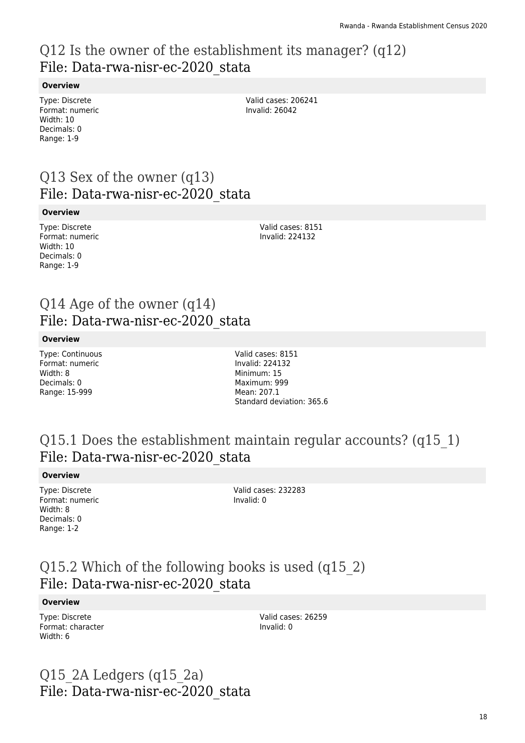## Q12 Is the owner of the establishment its manager? (q12)
## File: Data-rwa-nisr-ec-2020_stata

**Overview**

Type: Discrete
Format: numeric
Width: 10
Decimals: 0
Range: 1-9

Valid cases: 206241
Invalid: 26042

## Q13 Sex of the owner (q13)
## File: Data-rwa-nisr-ec-2020_stata

**Overview**

Type: Discrete
Format: numeric
Width: 10
Decimals: 0
Range: 1-9

Valid cases: 8151
Invalid: 224132

## Q14 Age of the owner (q14)
## File: Data-rwa-nisr-ec-2020_stata

**Overview**

Type: Continuous
Format: numeric
Width: 8
Decimals: 0
Range: 15-999

Valid cases: 8151
Invalid: 224132
Minimum: 15
Maximum: 999
Mean: 207.1
Standard deviation: 365.6

## Q15.1 Does the establishment maintain regular accounts? (q15_1)
## File: Data-rwa-nisr-ec-2020_stata

**Overview**

Type: Discrete
Format: numeric
Width: 8
Decimals: 0
Range: 1-2

Valid cases: 232283
Invalid: 0

## Q15.2 Which of the following books is used (q15_2)
## File: Data-rwa-nisr-ec-2020_stata

**Overview**

Type: Discrete
Format: character
Width: 6

Valid cases: 26259
Invalid: 0

## Q15_2A Ledgers (q15_2a)
## File: Data-rwa-nisr-ec-2020_stata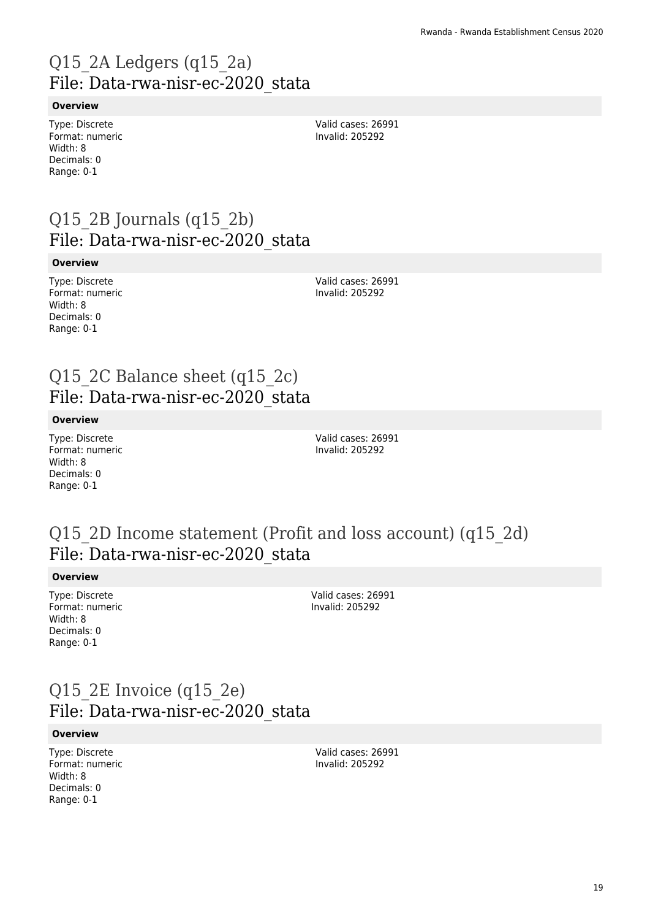# Q15_2A Ledgers (q15_2a)
## File: Data-rwa-nisr-ec-2020_stata

**Overview**

Type: Discrete
Format: numeric
Width: 8
Decimals: 0
Range: 0-1

Valid cases: 26991
Invalid: 205292

# Q15_2B Journals (q15_2b)
## File: Data-rwa-nisr-ec-2020_stata

**Overview**

Type: Discrete
Format: numeric
Width: 8
Decimals: 0
Range: 0-1

Valid cases: 26991
Invalid: 205292

# Q15_2C Balance sheet (q15_2c)
## File: Data-rwa-nisr-ec-2020_stata

**Overview**

Type: Discrete
Format: numeric
Width: 8
Decimals: 0
Range: 0-1

Valid cases: 26991
Invalid: 205292

# Q15_2D Income statement (Profit and loss account) (q15_2d)
## File: Data-rwa-nisr-ec-2020_stata

**Overview**

Type: Discrete
Format: numeric
Width: 8
Decimals: 0
Range: 0-1

Valid cases: 26991
Invalid: 205292

# Q15_2E Invoice (q15_2e)
## File: Data-rwa-nisr-ec-2020_stata

**Overview**

Type: Discrete
Format: numeric
Width: 8
Decimals: 0
Range: 0-1

Valid cases: 26991
Invalid: 205292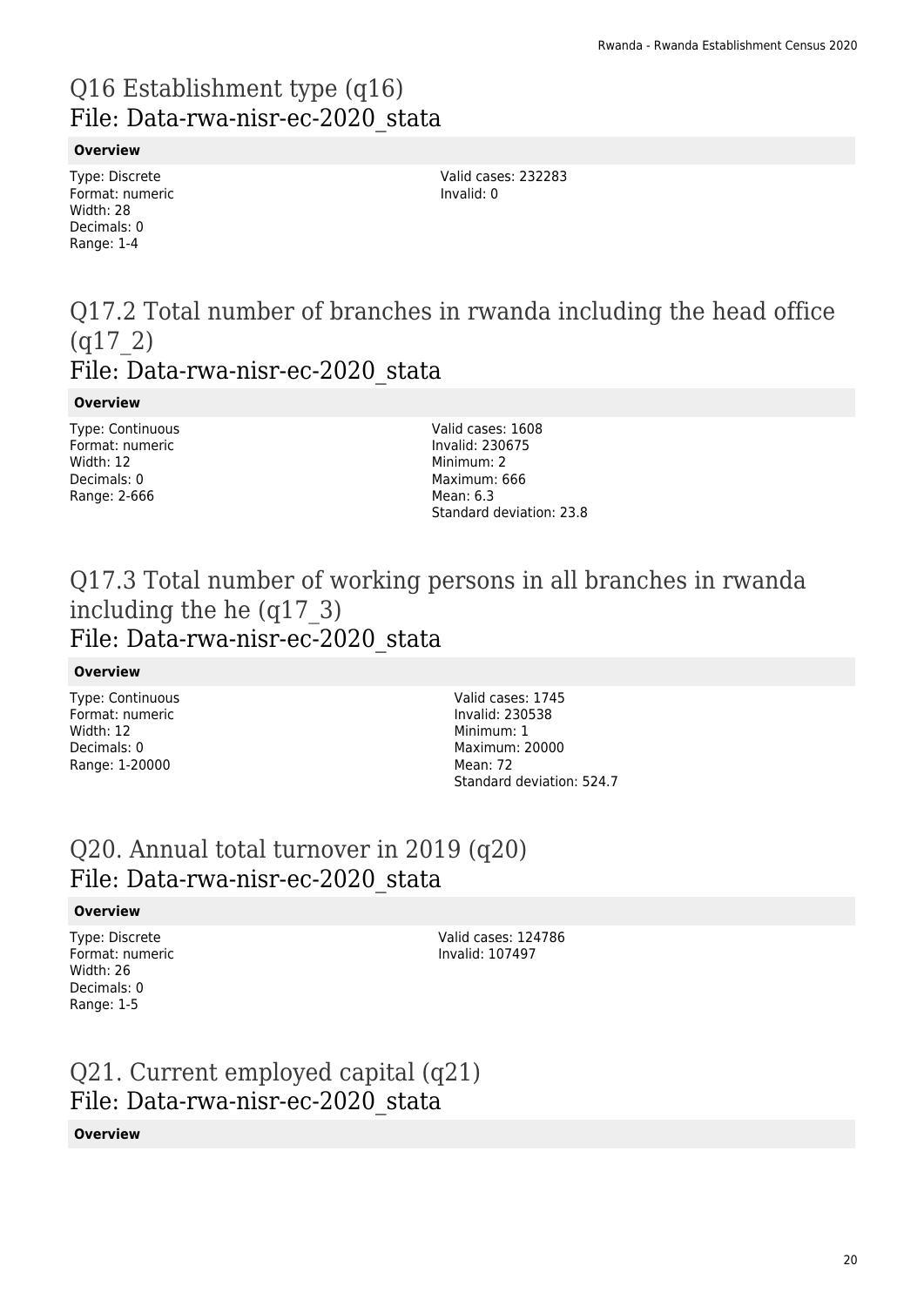# Q16 Establishment type (q16)
## File: Data-rwa-nisr-ec-2020_stata

**Overview**

Type: Discrete
Format: numeric
Width: 28
Decimals: 0
Range: 1-4

Valid cases: 232283
Invalid: 0

# Q17.2 Total number of branches in rwanda including the head office (q17_2)
## File: Data-rwa-nisr-ec-2020_stata

**Overview**

Type: Continuous
Format: numeric
Width: 12
Decimals: 0
Range: 2-666

Valid cases: 1608
Invalid: 230675
Minimum: 2
Maximum: 666
Mean: 6.3
Standard deviation: 23.8

# Q17.3 Total number of working persons in all branches in rwanda including the he (q17_3)
## File: Data-rwa-nisr-ec-2020_stata

**Overview**

Type: Continuous
Format: numeric
Width: 12
Decimals: 0
Range: 1-20000

Valid cases: 1745
Invalid: 230538
Minimum: 1
Maximum: 20000
Mean: 72
Standard deviation: 524.7

# Q20. Annual total turnover in 2019 (q20)
## File: Data-rwa-nisr-ec-2020_stata

**Overview**

Type: Discrete
Format: numeric
Width: 26
Decimals: 0
Range: 1-5

Valid cases: 124786
Invalid: 107497

# Q21. Current employed capital (q21)
## File: Data-rwa-nisr-ec-2020_stata

**Overview**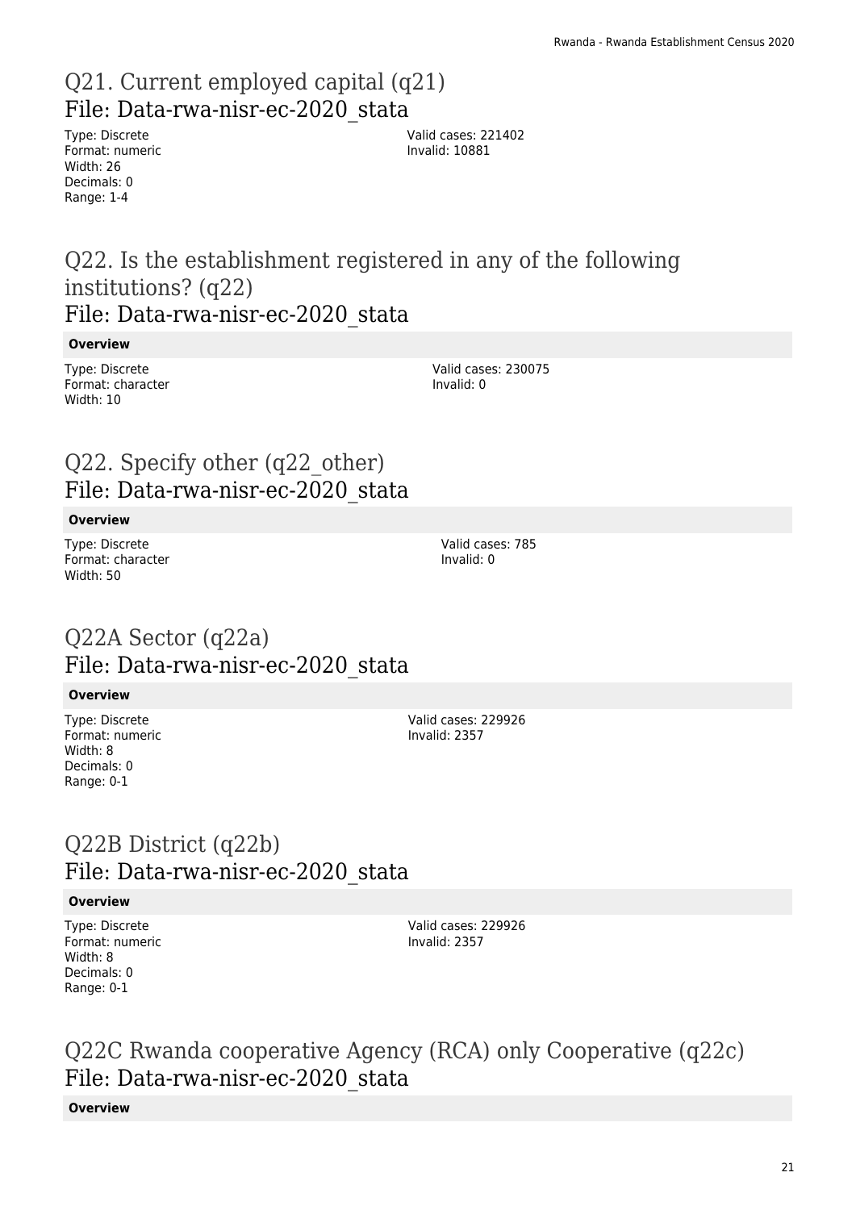# Q21. Current employed capital (q21)
## File: Data-rwa-nisr-ec-2020_stata

Type: Discrete
Format: numeric
Width: 26
Decimals: 0
Range: 1-4

Valid cases: 221402
Invalid: 10881

# Q22. Is the establishment registered in any of the following institutions? (q22)
## File: Data-rwa-nisr-ec-2020_stata

**Overview**

Type: Discrete
Format: character
Width: 10

Valid cases: 230075
Invalid: 0

# Q22. Specify other (q22_other)
## File: Data-rwa-nisr-ec-2020_stata

**Overview**

Type: Discrete
Format: character
Width: 50

Valid cases: 785
Invalid: 0

# Q22A Sector (q22a)
## File: Data-rwa-nisr-ec-2020_stata

**Overview**

Type: Discrete
Format: numeric
Width: 8
Decimals: 0
Range: 0-1

Valid cases: 229926
Invalid: 2357

# Q22B District (q22b)
## File: Data-rwa-nisr-ec-2020_stata

**Overview**

Type: Discrete
Format: numeric
Width: 8
Decimals: 0
Range: 0-1

Valid cases: 229926
Invalid: 2357

# Q22C Rwanda cooperative Agency (RCA) only Cooperative (q22c)
## File: Data-rwa-nisr-ec-2020_stata

**Overview**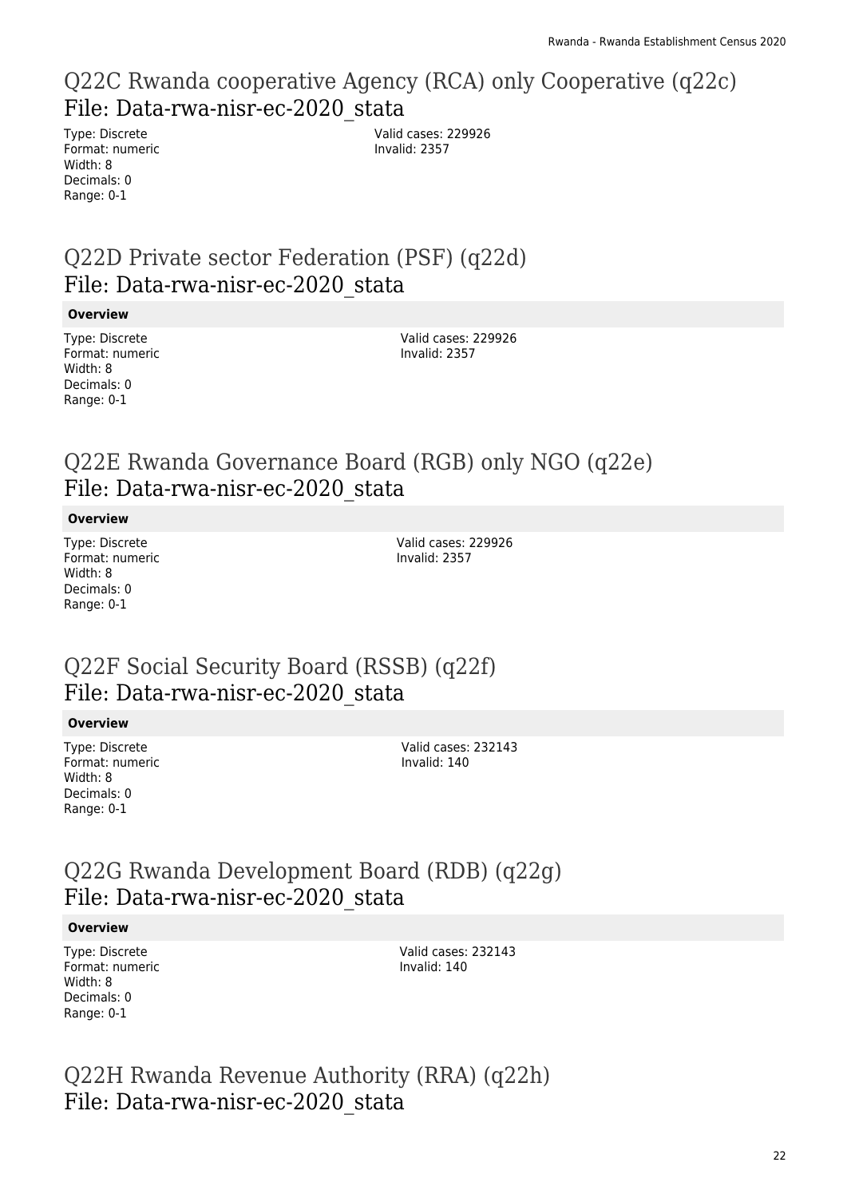## Q22C Rwanda cooperative Agency (RCA) only Cooperative (q22c)
## File: Data-rwa-nisr-ec-2020_stata

Type: Discrete
Format: numeric
Width: 8
Decimals: 0
Range: 0-1

Valid cases: 229926
Invalid: 2357

## Q22D Private sector Federation (PSF) (q22d)
## File: Data-rwa-nisr-ec-2020_stata

**Overview**

Type: Discrete
Format: numeric
Width: 8
Decimals: 0
Range: 0-1

Valid cases: 229926
Invalid: 2357

## Q22E Rwanda Governance Board (RGB) only NGO (q22e)
## File: Data-rwa-nisr-ec-2020_stata

**Overview**

Type: Discrete
Format: numeric
Width: 8
Decimals: 0
Range: 0-1

Valid cases: 229926
Invalid: 2357

## Q22F Social Security Board (RSSB) (q22f)
## File: Data-rwa-nisr-ec-2020_stata

**Overview**

Type: Discrete
Format: numeric
Width: 8
Decimals: 0
Range: 0-1

Valid cases: 232143
Invalid: 140

## Q22G Rwanda Development Board (RDB) (q22g)
## File: Data-rwa-nisr-ec-2020_stata

**Overview**

Type: Discrete
Format: numeric
Width: 8
Decimals: 0
Range: 0-1

Valid cases: 232143
Invalid: 140

## Q22H Rwanda Revenue Authority (RRA) (q22h)
## File: Data-rwa-nisr-ec-2020_stata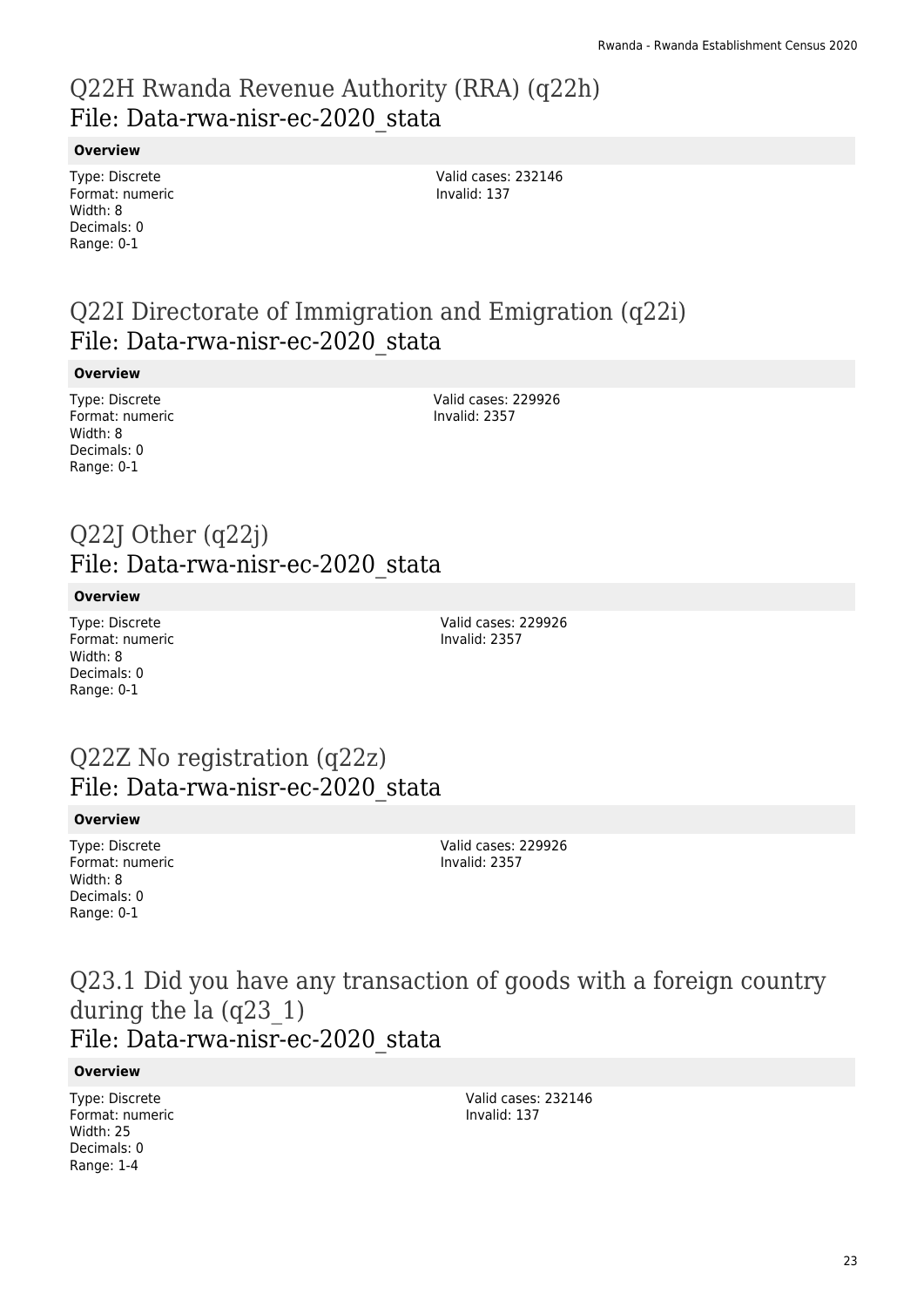## Q22H Rwanda Revenue Authority (RRA) (q22h)
## File: Data-rwa-nisr-ec-2020_stata

**Overview**

Type: Discrete
Format: numeric
Width: 8
Decimals: 0
Range: 0-1

Valid cases: 232146
Invalid: 137

## Q22I Directorate of Immigration and Emigration (q22i)
## File: Data-rwa-nisr-ec-2020_stata

**Overview**

Type: Discrete
Format: numeric
Width: 8
Decimals: 0
Range: 0-1

Valid cases: 229926
Invalid: 2357

## Q22J Other (q22j)
## File: Data-rwa-nisr-ec-2020_stata

**Overview**

Type: Discrete
Format: numeric
Width: 8
Decimals: 0
Range: 0-1

Valid cases: 229926
Invalid: 2357

## Q22Z No registration (q22z)
## File: Data-rwa-nisr-ec-2020_stata

**Overview**

Type: Discrete
Format: numeric
Width: 8
Decimals: 0
Range: 0-1

Valid cases: 229926
Invalid: 2357

## Q23.1 Did you have any transaction of goods with a foreign country during the la (q23_1)
## File: Data-rwa-nisr-ec-2020_stata

**Overview**

Type: Discrete
Format: numeric
Width: 25
Decimals: 0
Range: 1-4

Valid cases: 232146
Invalid: 137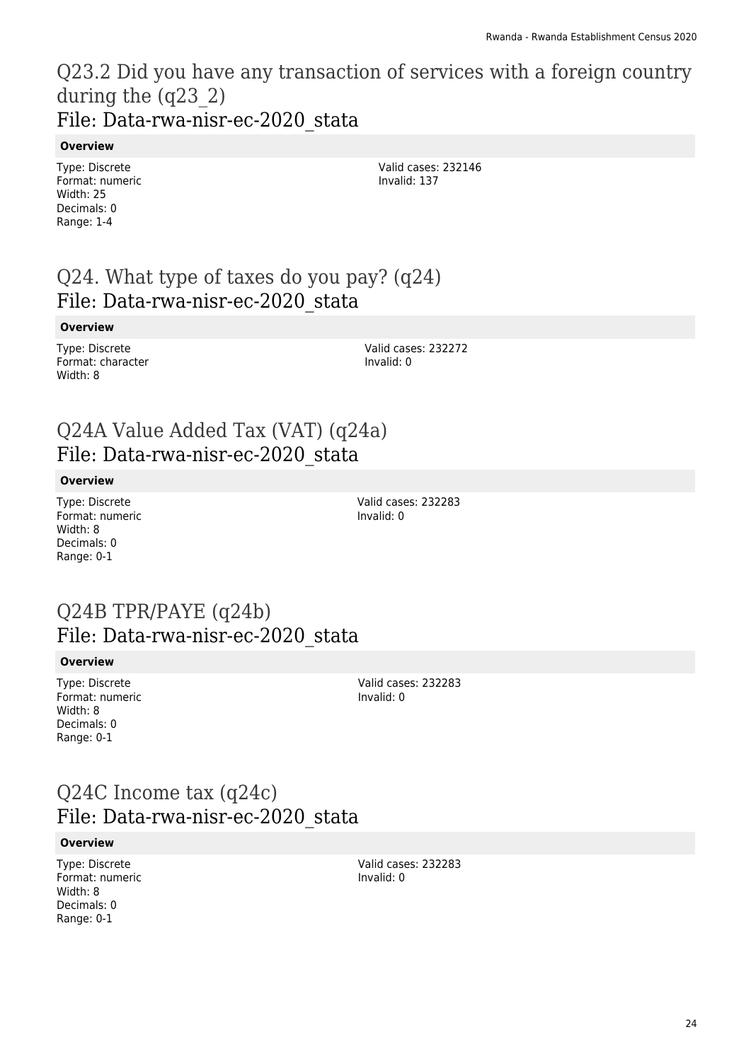## Q23.2 Did you have any transaction of services with a foreign country during the (q23_2)
## File: Data-rwa-nisr-ec-2020_stata

**Overview**

Type: Discrete
Format: numeric
Width: 25
Decimals: 0
Range: 1-4

Valid cases: 232146
Invalid: 137

## Q24. What type of taxes do you pay? (q24)
## File: Data-rwa-nisr-ec-2020_stata

**Overview**

Type: Discrete
Format: character
Width: 8

Valid cases: 232272
Invalid: 0

## Q24A Value Added Tax (VAT) (q24a)
## File: Data-rwa-nisr-ec-2020_stata

**Overview**

Type: Discrete
Format: numeric
Width: 8
Decimals: 0
Range: 0-1

Valid cases: 232283
Invalid: 0

## Q24B TPR/PAYE (q24b)
## File: Data-rwa-nisr-ec-2020_stata

**Overview**

Type: Discrete
Format: numeric
Width: 8
Decimals: 0
Range: 0-1

Valid cases: 232283
Invalid: 0

## Q24C Income tax (q24c)
## File: Data-rwa-nisr-ec-2020_stata

**Overview**

Type: Discrete
Format: numeric
Width: 8
Decimals: 0
Range: 0-1

Valid cases: 232283
Invalid: 0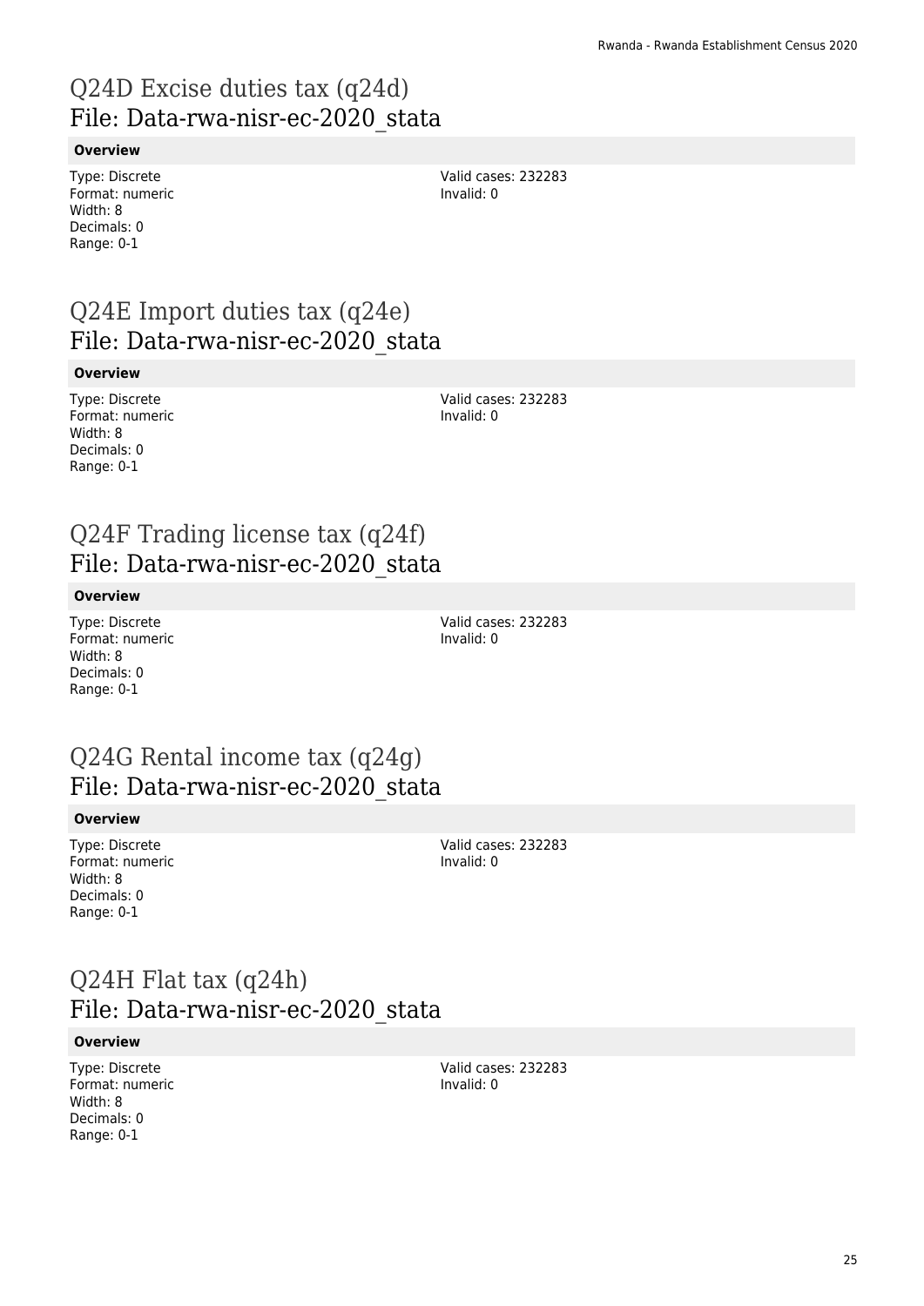# Q24D Excise duties tax (q24d)
## File: Data-rwa-nisr-ec-2020_stata

**Overview**

Type: Discrete
Format: numeric
Width: 8
Decimals: 0
Range: 0-1

Valid cases: 232283
Invalid: 0

# Q24E Import duties tax (q24e)
## File: Data-rwa-nisr-ec-2020_stata

**Overview**

Type: Discrete
Format: numeric
Width: 8
Decimals: 0
Range: 0-1

Valid cases: 232283
Invalid: 0

# Q24F Trading license tax (q24f)
## File: Data-rwa-nisr-ec-2020_stata

**Overview**

Type: Discrete
Format: numeric
Width: 8
Decimals: 0
Range: 0-1

Valid cases: 232283
Invalid: 0

# Q24G Rental income tax (q24g)
## File: Data-rwa-nisr-ec-2020_stata

**Overview**

Type: Discrete
Format: numeric
Width: 8
Decimals: 0
Range: 0-1

Valid cases: 232283
Invalid: 0

# Q24H Flat tax (q24h)
## File: Data-rwa-nisr-ec-2020_stata

**Overview**

Type: Discrete
Format: numeric
Width: 8
Decimals: 0
Range: 0-1

Valid cases: 232283
Invalid: 0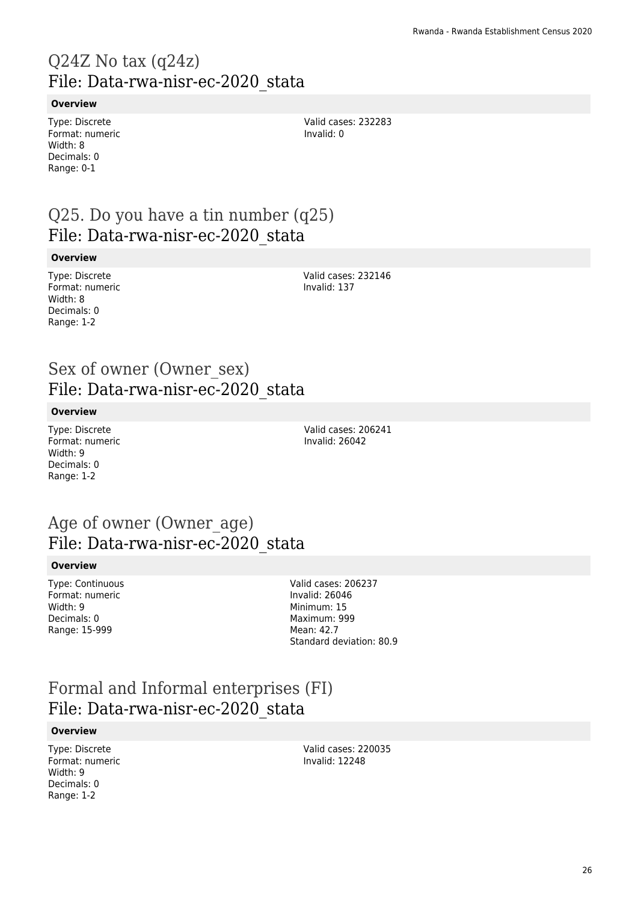# Q24Z No tax (q24z)
## File: Data-rwa-nisr-ec-2020_stata

**Overview**

Type: Discrete
Format: numeric
Width: 8
Decimals: 0
Range: 0-1

Valid cases: 232283
Invalid: 0

# Q25. Do you have a tin number (q25)
## File: Data-rwa-nisr-ec-2020_stata

**Overview**

Type: Discrete
Format: numeric
Width: 8
Decimals: 0
Range: 1-2

Valid cases: 232146
Invalid: 137

# Sex of owner (Owner_sex)
## File: Data-rwa-nisr-ec-2020_stata

**Overview**

Type: Discrete
Format: numeric
Width: 9
Decimals: 0
Range: 1-2

Valid cases: 206241
Invalid: 26042

# Age of owner (Owner_age)
## File: Data-rwa-nisr-ec-2020_stata

**Overview**

Type: Continuous
Format: numeric
Width: 9
Decimals: 0
Range: 15-999

Valid cases: 206237
Invalid: 26046
Minimum: 15
Maximum: 999
Mean: 42.7
Standard deviation: 80.9

# Formal and Informal enterprises (FI)
## File: Data-rwa-nisr-ec-2020_stata

**Overview**

Type: Discrete
Format: numeric
Width: 9
Decimals: 0
Range: 1-2

Valid cases: 220035
Invalid: 12248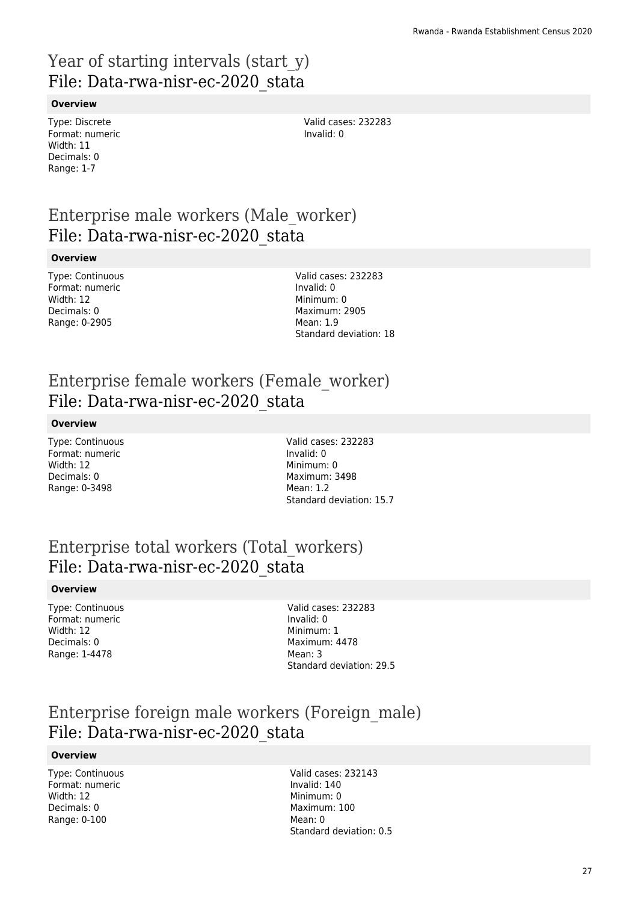# Year of starting intervals (start_y)
## File: Data-rwa-nisr-ec-2020_stata

### Overview

Type: Discrete
Format: numeric
Width: 11
Decimals: 0
Range: 1-7

Valid cases: 232283
Invalid: 0

# Enterprise male workers (Male_worker)
## File: Data-rwa-nisr-ec-2020_stata

### Overview

Type: Continuous
Format: numeric
Width: 12
Decimals: 0
Range: 0-2905

Valid cases: 232283
Invalid: 0
Minimum: 0
Maximum: 2905
Mean: 1.9
Standard deviation: 18

# Enterprise female workers (Female_worker)
## File: Data-rwa-nisr-ec-2020_stata

### Overview

Type: Continuous
Format: numeric
Width: 12
Decimals: 0
Range: 0-3498

Valid cases: 232283
Invalid: 0
Minimum: 0
Maximum: 3498
Mean: 1.2
Standard deviation: 15.7

# Enterprise total workers (Total_workers)
## File: Data-rwa-nisr-ec-2020_stata

### Overview

Type: Continuous
Format: numeric
Width: 12
Decimals: 0
Range: 1-4478

Valid cases: 232283
Invalid: 0
Minimum: 1
Maximum: 4478
Mean: 3
Standard deviation: 29.5

# Enterprise foreign male workers (Foreign_male)
## File: Data-rwa-nisr-ec-2020_stata

### Overview

Type: Continuous
Format: numeric
Width: 12
Decimals: 0
Range: 0-100

Valid cases: 232143
Invalid: 140
Minimum: 0
Maximum: 100
Mean: 0
Standard deviation: 0.5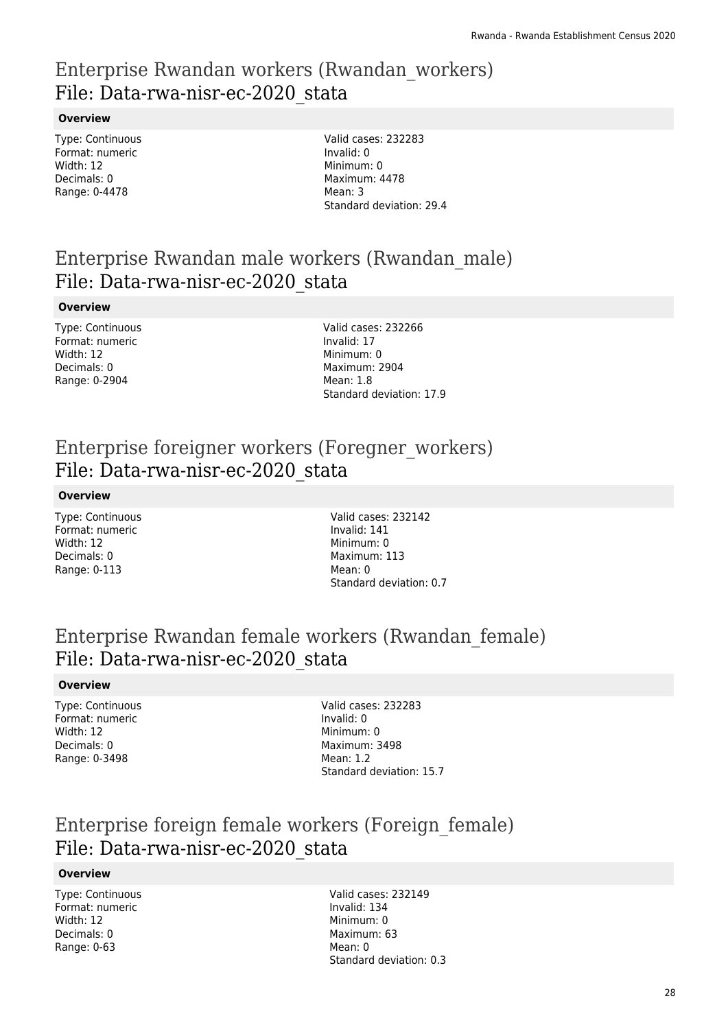# Enterprise Rwandan workers (Rwandan_workers)
## File: Data-rwa-nisr-ec-2020_stata

### Overview

Type: Continuous
Format: numeric
Width: 12
Decimals: 0
Range: 0-4478

Valid cases: 232283
Invalid: 0
Minimum: 0
Maximum: 4478
Mean: 3
Standard deviation: 29.4

# Enterprise Rwandan male workers (Rwandan_male)
## File: Data-rwa-nisr-ec-2020_stata

### Overview

Type: Continuous
Format: numeric
Width: 12
Decimals: 0
Range: 0-2904

Valid cases: 232266
Invalid: 17
Minimum: 0
Maximum: 2904
Mean: 1.8
Standard deviation: 17.9

# Enterprise foreigner workers (Foregner_workers)
## File: Data-rwa-nisr-ec-2020_stata

### Overview

Type: Continuous
Format: numeric
Width: 12
Decimals: 0
Range: 0-113

Valid cases: 232142
Invalid: 141
Minimum: 0
Maximum: 113
Mean: 0
Standard deviation: 0.7

# Enterprise Rwandan female workers (Rwandan_female)
## File: Data-rwa-nisr-ec-2020_stata

### Overview

Type: Continuous
Format: numeric
Width: 12
Decimals: 0
Range: 0-3498

Valid cases: 232283
Invalid: 0
Minimum: 0
Maximum: 3498
Mean: 1.2
Standard deviation: 15.7

# Enterprise foreign female workers (Foreign_female)
## File: Data-rwa-nisr-ec-2020_stata

### Overview

Type: Continuous
Format: numeric
Width: 12
Decimals: 0
Range: 0-63

Valid cases: 232149
Invalid: 134
Minimum: 0
Maximum: 63
Mean: 0
Standard deviation: 0.3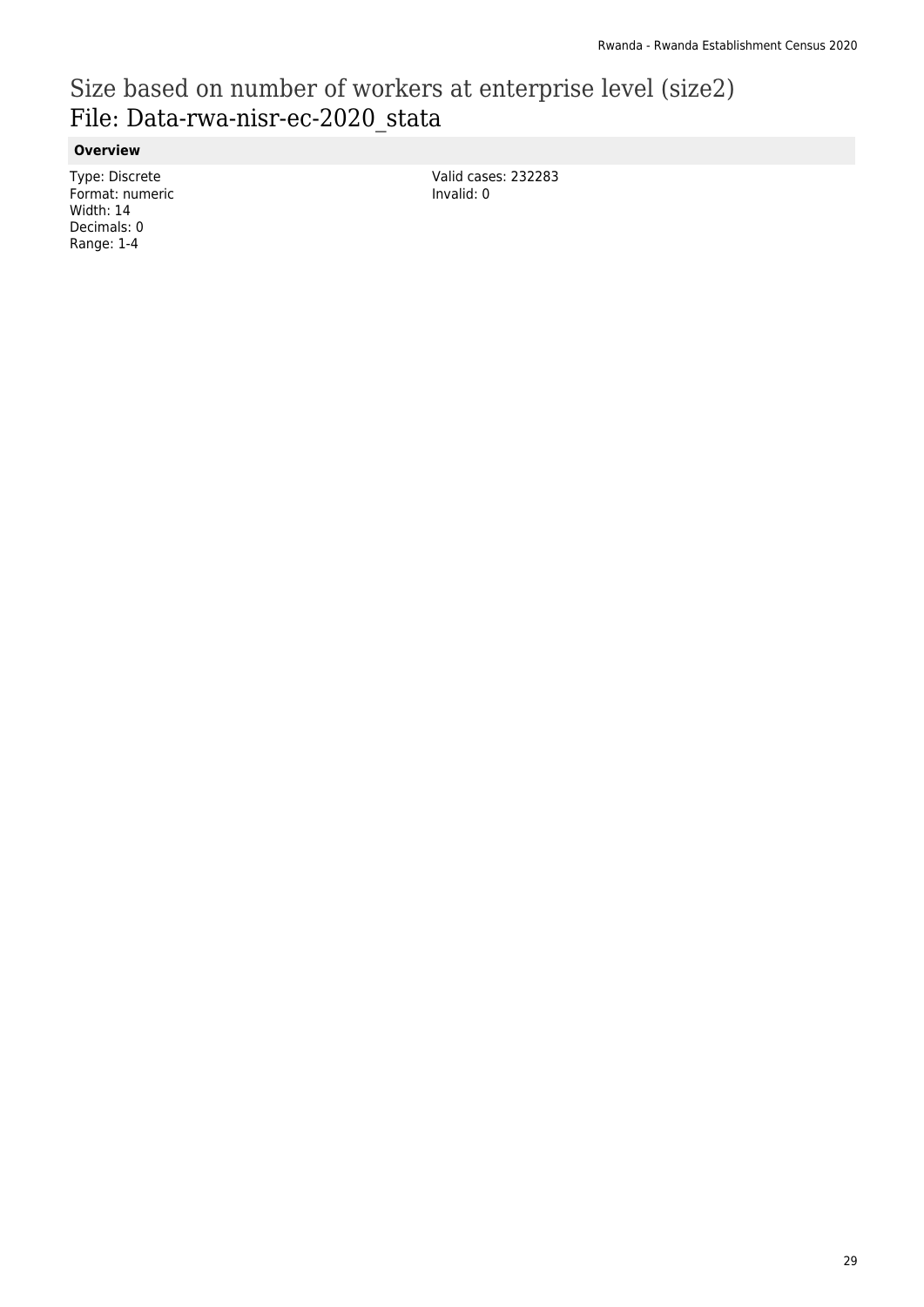# Size based on number of workers at enterprise level (size2)
## File: Data-rwa-nisr-ec-2020_stata

**Overview**

Type: Discrete
Format: numeric
Width: 14
Decimals: 0
Range: 1-4

Valid cases: 232283
Invalid: 0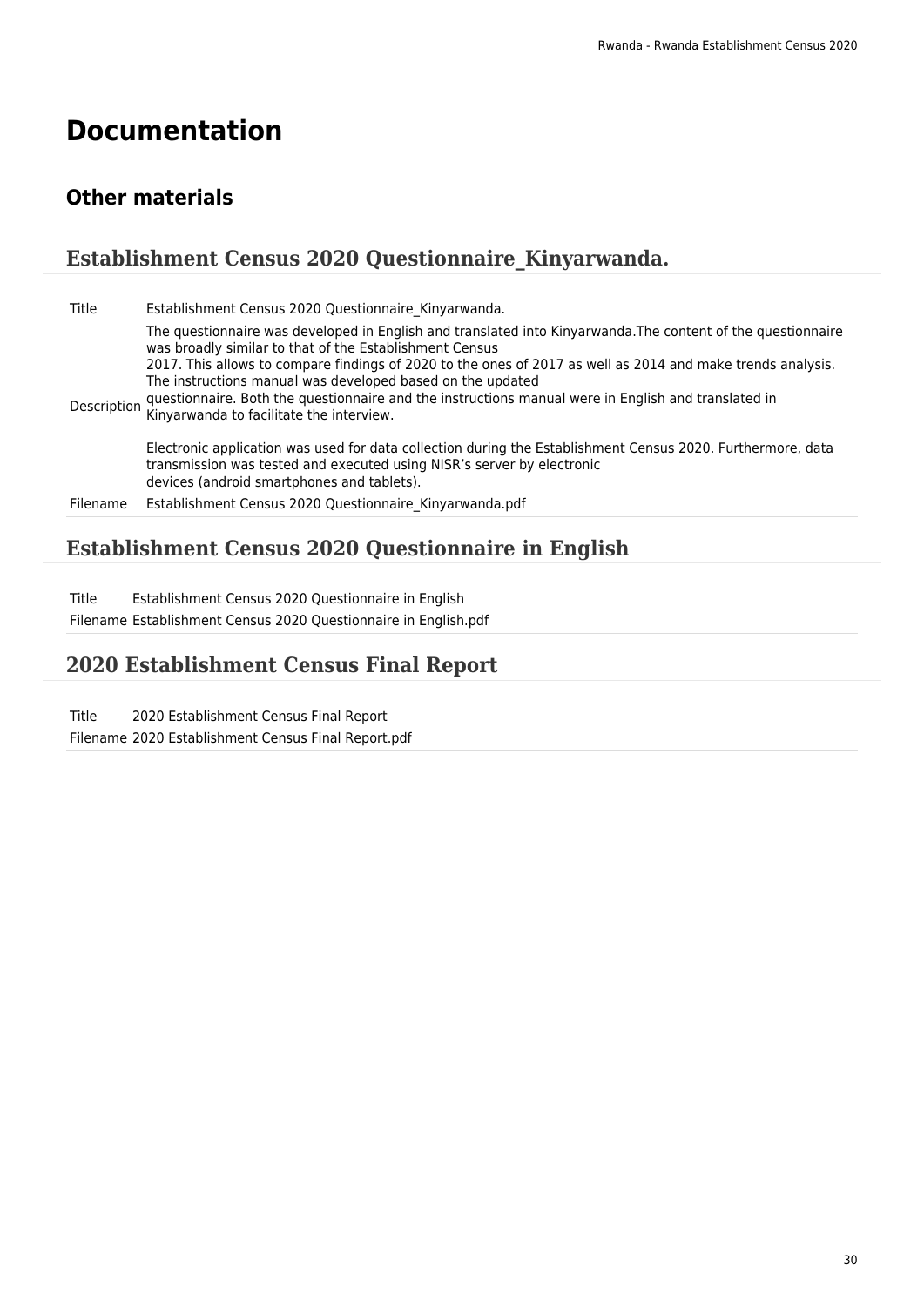# Documentation

## Other materials

### Establishment Census 2020 Questionnaire_Kinyarwanda.

| | |
|---|---|
| Title | Establishment Census 2020 Questionnaire_Kinyarwanda. |
| Description | The questionnaire was developed in English and translated into Kinyarwanda.The content of the questionnaire was broadly similar to that of the Establishment Census 2017. This allows to compare findings of 2020 to the ones of 2017 as well as 2014 and make trends analysis. The instructions manual was developed based on the updated questionnaire. Both the questionnaire and the instructions manual were in English and translated in Kinyarwanda to facilitate the interview.<br><br>Electronic application was used for data collection during the Establishment Census 2020. Furthermore, data transmission was tested and executed using NISR's server by electronic devices (android smartphones and tablets). |
| Filename | Establishment Census 2020 Questionnaire_Kinyarwanda.pdf |

### Establishment Census 2020 Questionnaire in English

| | |
|---|---|
| Title | Establishment Census 2020 Questionnaire in English |
| Filename | Establishment Census 2020 Questionnaire in English.pdf |

### 2020 Establishment Census Final Report

| | |
|---|---|
| Title | 2020 Establishment Census Final Report |
| Filename | 2020 Establishment Census Final Report.pdf |